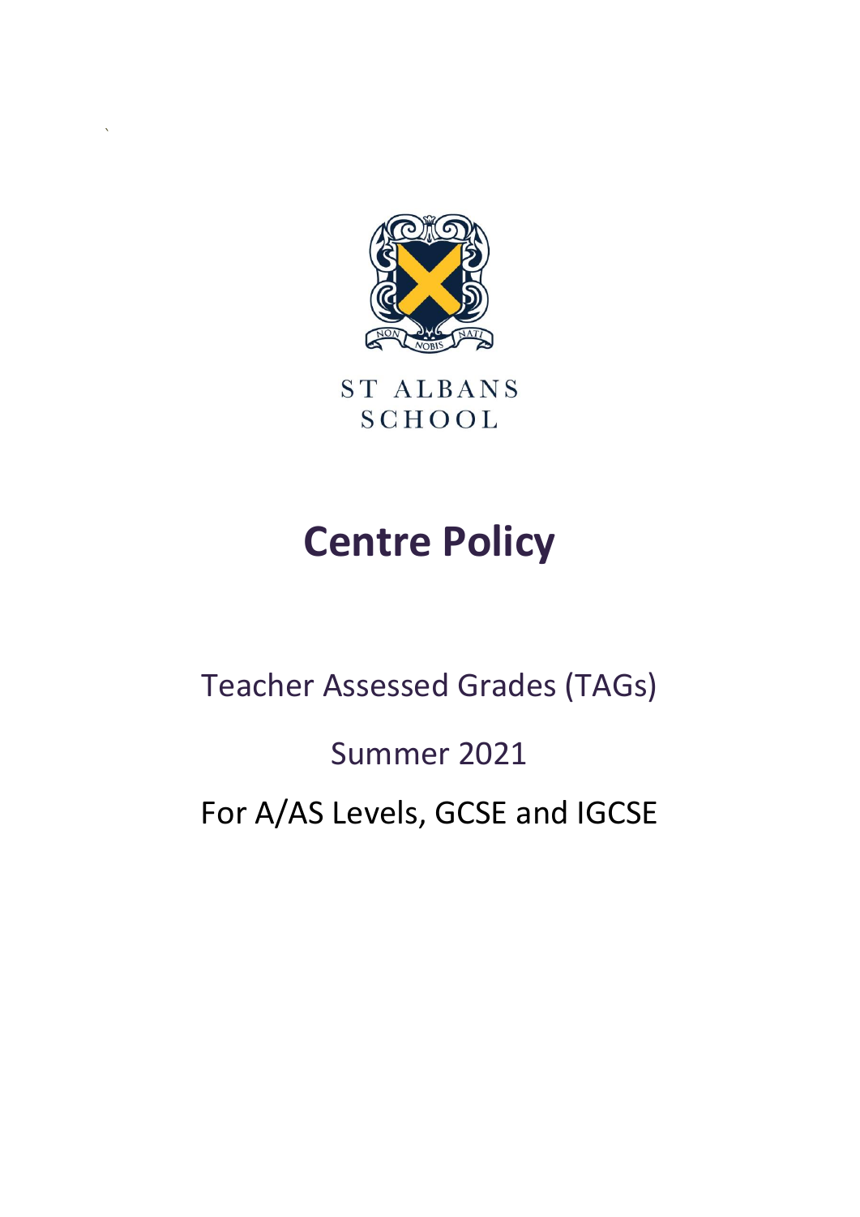ST ALBANS SCHOOL

# Centre Policy

Teacher Assessed Grades (TAGs)

Summer 2021

For A/AS Levels, GCSE and IGCSE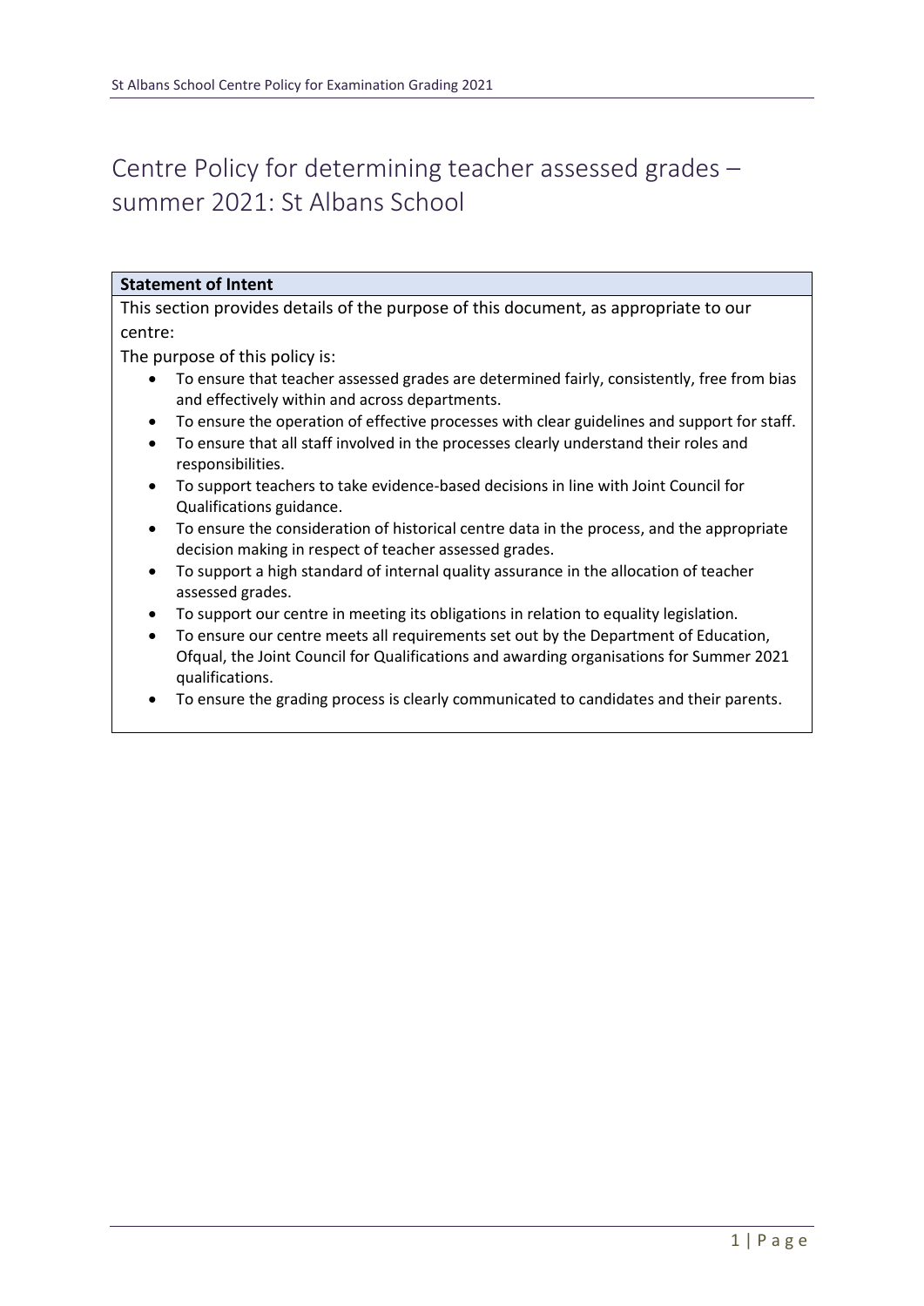# Centre Policy for determining teacher assessed grades – summer 2021: St Albans School

**Statement of Intent**

This section provides details of the purpose of this document, as appropriate to our centre:

The purpose of this policy is:

- To ensure that teacher assessed grades are determined fairly, consistently, free from bias and effectively within and across departments.
- To ensure the operation of effective processes with clear guidelines and support for staff.
- To ensure that all staff involved in the processes clearly understand their roles and responsibilities.
- To support teachers to take evidence-based decisions in line with Joint Council for Qualifications guidance.
- To ensure the consideration of historical centre data in the process, and the appropriate decision making in respect of teacher assessed grades.
- To support a high standard of internal quality assurance in the allocation of teacher assessed grades.
- To support our centre in meeting its obligations in relation to equality legislation.
- To ensure our centre meets all requirements set out by the Department of Education, Ofqual, the Joint Council for Qualifications and awarding organisations for Summer 2021 qualifications.
- To ensure the grading process is clearly communicated to candidates and their parents.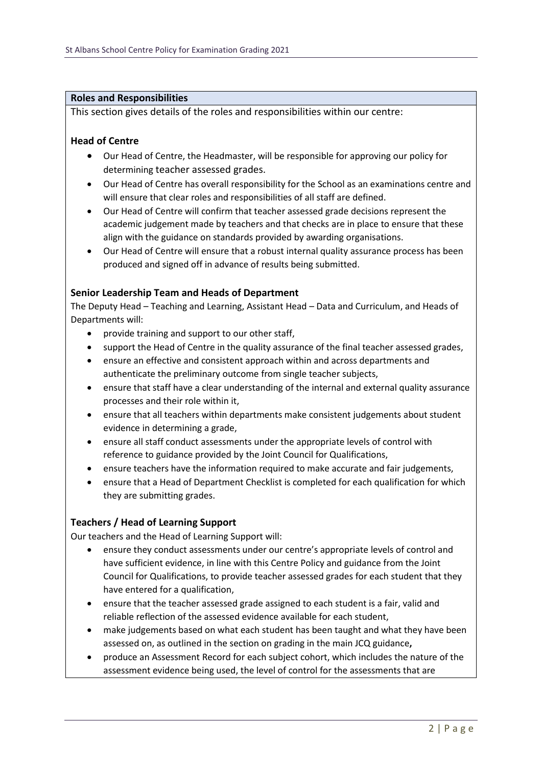## Roles and Responsibilities

This section gives details of the roles and responsibilities within our centre:

### Head of Centre

- Our Head of Centre, the Headmaster, will be responsible for approving our policy for determining teacher assessed grades.
- Our Head of Centre has overall responsibility for the School as an examinations centre and will ensure that clear roles and responsibilities of all staff are defined.
- Our Head of Centre will confirm that teacher assessed grade decisions represent the academic judgement made by teachers and that checks are in place to ensure that these align with the guidance on standards provided by awarding organisations.
- Our Head of Centre will ensure that a robust internal quality assurance process has been produced and signed off in advance of results being submitted.

### Senior Leadership Team and Heads of Department

The Deputy Head – Teaching and Learning, Assistant Head – Data and Curriculum, and Heads of Departments will:

- provide training and support to our other staff,
- support the Head of Centre in the quality assurance of the final teacher assessed grades,
- ensure an effective and consistent approach within and across departments and authenticate the preliminary outcome from single teacher subjects,
- ensure that staff have a clear understanding of the internal and external quality assurance processes and their role within it,
- ensure that all teachers within departments make consistent judgements about student evidence in determining a grade,
- ensure all staff conduct assessments under the appropriate levels of control with reference to guidance provided by the Joint Council for Qualifications,
- ensure teachers have the information required to make accurate and fair judgements,
- ensure that a Head of Department Checklist is completed for each qualification for which they are submitting grades.

### Teachers / Head of Learning Support

Our teachers and the Head of Learning Support will:

- ensure they conduct assessments under our centre's appropriate levels of control and have sufficient evidence, in line with this Centre Policy and guidance from the Joint Council for Qualifications, to provide teacher assessed grades for each student that they have entered for a qualification,
- ensure that the teacher assessed grade assigned to each student is a fair, valid and reliable reflection of the assessed evidence available for each student,
- make judgements based on what each student has been taught and what they have been assessed on, as outlined in the section on grading in the main JCQ guidance**,**
- produce an Assessment Record for each subject cohort, which includes the nature of the assessment evidence being used, the level of control for the assessments that are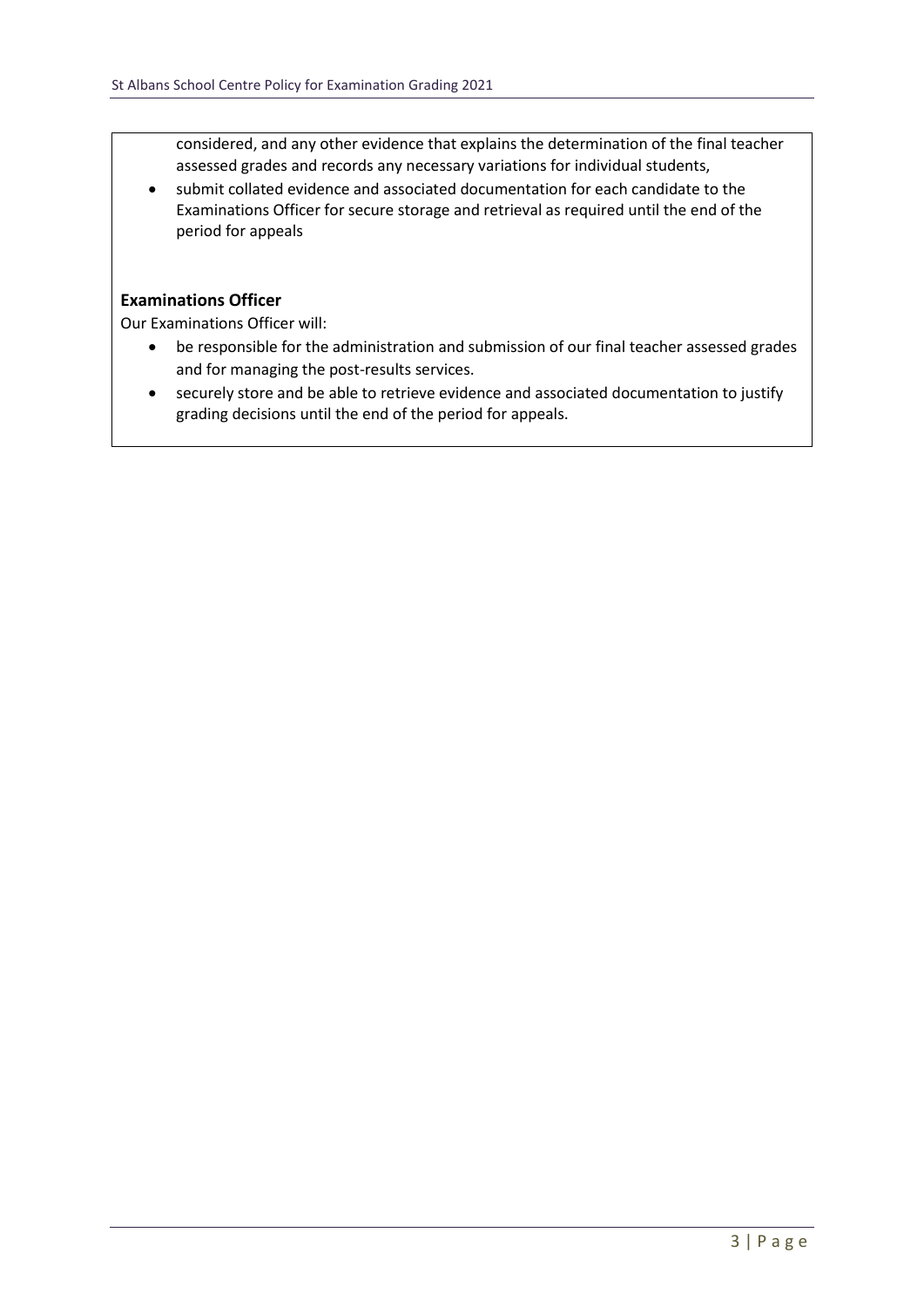considered, and any other evidence that explains the determination of the final teacher assessed grades and records any necessary variations for individual students,

- submit collated evidence and associated documentation for each candidate to the Examinations Officer for secure storage and retrieval as required until the end of the period for appeals

**Examinations Officer**

Our Examinations Officer will:

- be responsible for the administration and submission of our final teacher assessed grades and for managing the post-results services.
- securely store and be able to retrieve evidence and associated documentation to justify grading decisions until the end of the period for appeals.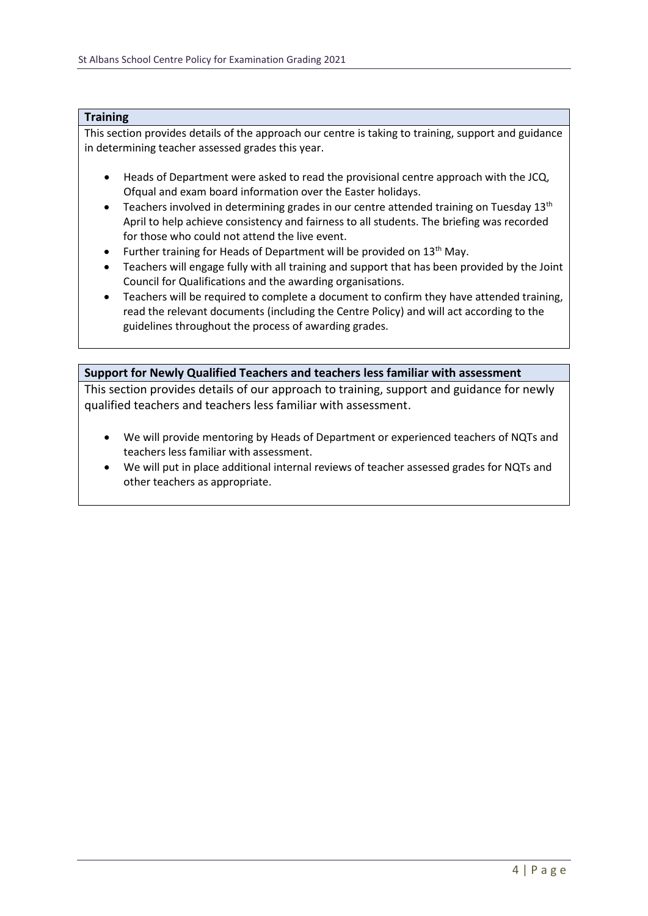## Training

This section provides details of the approach our centre is taking to training, support and guidance in determining teacher assessed grades this year.

- Heads of Department were asked to read the provisional centre approach with the JCQ, Ofqual and exam board information over the Easter holidays.
- Teachers involved in determining grades in our centre attended training on Tuesday 13th April to help achieve consistency and fairness to all students. The briefing was recorded for those who could not attend the live event.
- Further training for Heads of Department will be provided on 13th May.
- Teachers will engage fully with all training and support that has been provided by the Joint Council for Qualifications and the awarding organisations.
- Teachers will be required to complete a document to confirm they have attended training, read the relevant documents (including the Centre Policy) and will act according to the guidelines throughout the process of awarding grades.

## Support for Newly Qualified Teachers and teachers less familiar with assessment

This section provides details of our approach to training, support and guidance for newly qualified teachers and teachers less familiar with assessment.

- We will provide mentoring by Heads of Department or experienced teachers of NQTs and teachers less familiar with assessment.
- We will put in place additional internal reviews of teacher assessed grades for NQTs and other teachers as appropriate.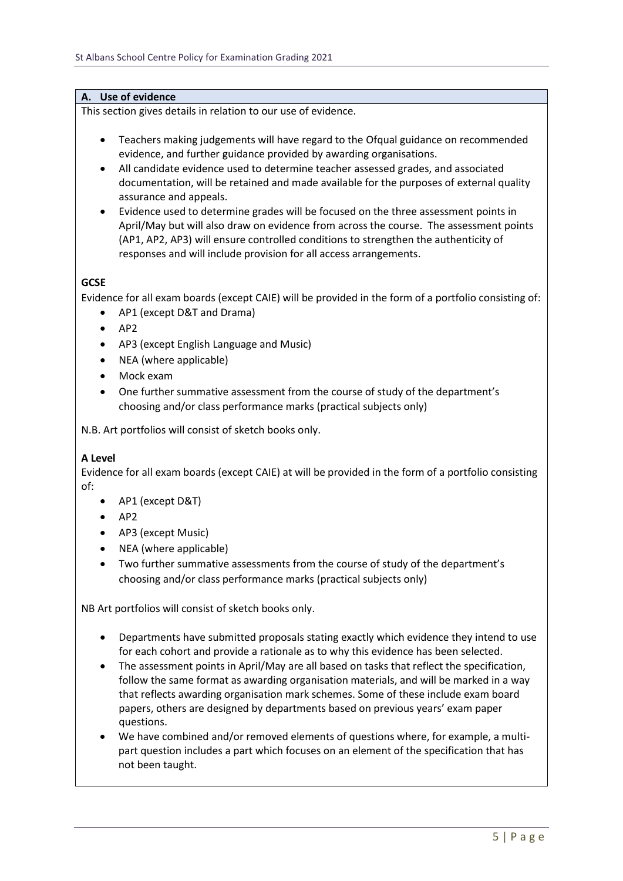## A. Use of evidence

This section gives details in relation to our use of evidence.

- Teachers making judgements will have regard to the Ofqual guidance on recommended evidence, and further guidance provided by awarding organisations.
- All candidate evidence used to determine teacher assessed grades, and associated documentation, will be retained and made available for the purposes of external quality assurance and appeals.
- Evidence used to determine grades will be focused on the three assessment points in April/May but will also draw on evidence from across the course. The assessment points (AP1, AP2, AP3) will ensure controlled conditions to strengthen the authenticity of responses and will include provision for all access arrangements.

**GCSE**

Evidence for all exam boards (except CAIE) will be provided in the form of a portfolio consisting of:

- AP1 (except D&T and Drama)
- AP2
- AP3 (except English Language and Music)
- NEA (where applicable)
- Mock exam
- One further summative assessment from the course of study of the department's choosing and/or class performance marks (practical subjects only)

N.B. Art portfolios will consist of sketch books only.

**A Level**

Evidence for all exam boards (except CAIE) at will be provided in the form of a portfolio consisting of:

- AP1 (except D&T)
- AP2
- AP3 (except Music)
- NEA (where applicable)
- Two further summative assessments from the course of study of the department's choosing and/or class performance marks (practical subjects only)

NB Art portfolios will consist of sketch books only.

- Departments have submitted proposals stating exactly which evidence they intend to use for each cohort and provide a rationale as to why this evidence has been selected.
- The assessment points in April/May are all based on tasks that reflect the specification, follow the same format as awarding organisation materials, and will be marked in a way that reflects awarding organisation mark schemes. Some of these include exam board papers, others are designed by departments based on previous years' exam paper questions.
- We have combined and/or removed elements of questions where, for example, a multi-part question includes a part which focuses on an element of the specification that has not been taught.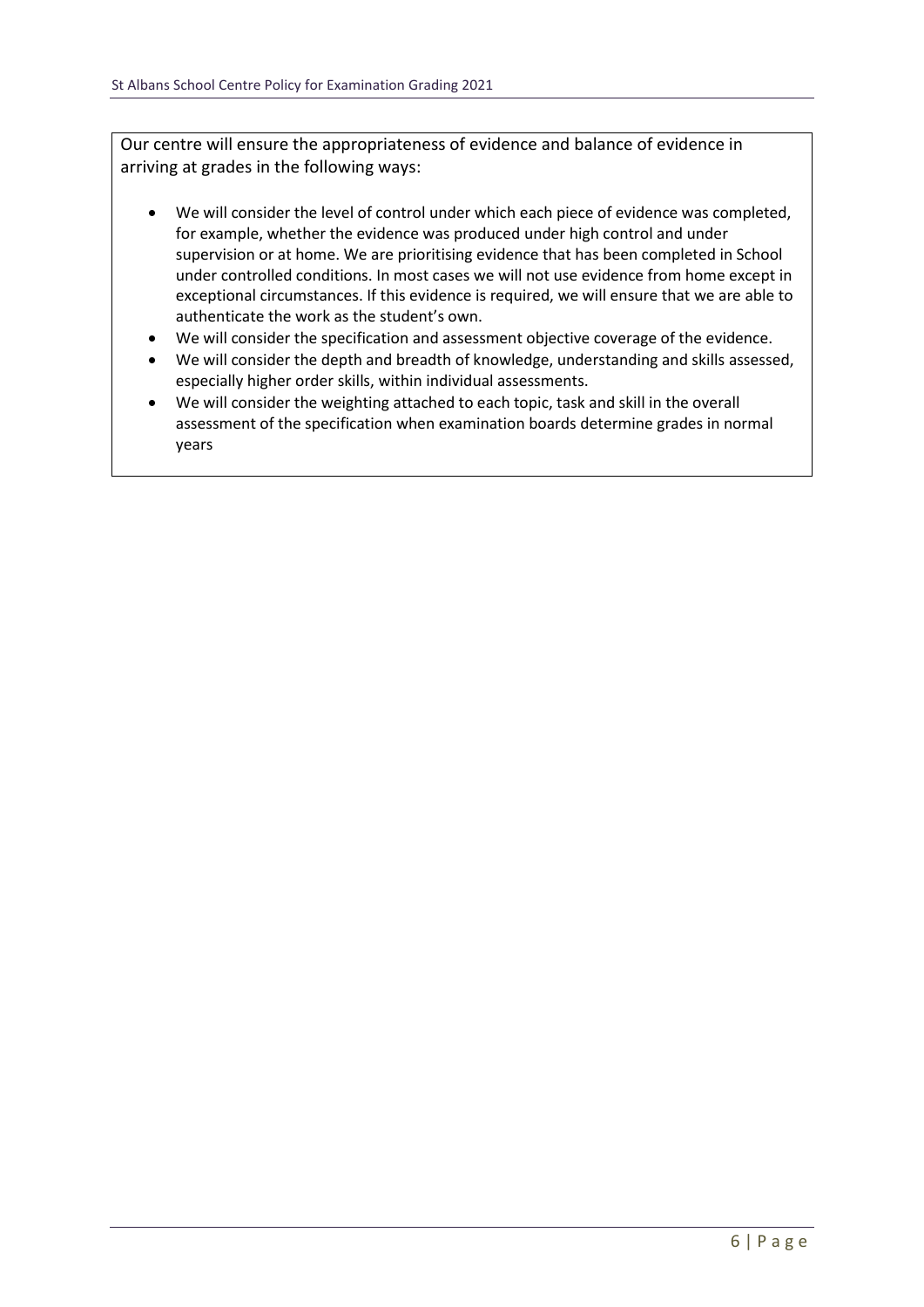Our centre will ensure the appropriateness of evidence and balance of evidence in arriving at grades in the following ways:

- We will consider the level of control under which each piece of evidence was completed, for example, whether the evidence was produced under high control and under supervision or at home. We are prioritising evidence that has been completed in School under controlled conditions. In most cases we will not use evidence from home except in exceptional circumstances. If this evidence is required, we will ensure that we are able to authenticate the work as the student's own.
- We will consider the specification and assessment objective coverage of the evidence.
- We will consider the depth and breadth of knowledge, understanding and skills assessed, especially higher order skills, within individual assessments.
- We will consider the weighting attached to each topic, task and skill in the overall assessment of the specification when examination boards determine grades in normal years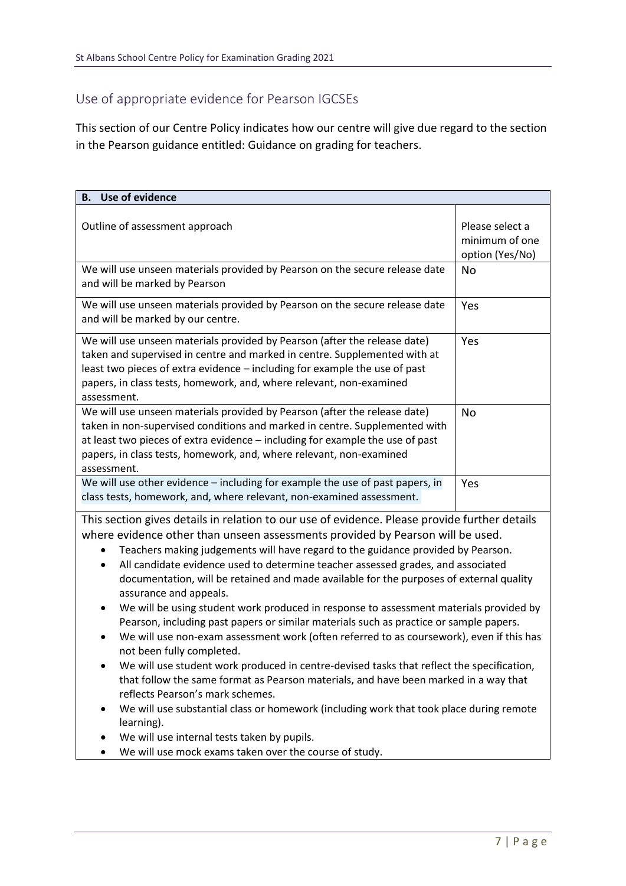## Use of appropriate evidence for Pearson IGCSEs

This section of our Centre Policy indicates how our centre will give due regard to the section in the Pearson guidance entitled: Guidance on grading for teachers.

| **B. Use of evidence** | |
|---|---|
| Outline of assessment approach | Please select a minimum of one option (Yes/No) |
| We will use unseen materials provided by Pearson on the secure release date and will be marked by Pearson | No |
| We will use unseen materials provided by Pearson on the secure release date and will be marked by our centre. | Yes |
| We will use unseen materials provided by Pearson (after the release date) taken and supervised in centre and marked in centre. Supplemented with at least two pieces of extra evidence – including for example the use of past papers, in class tests, homework, and, where relevant, non-examined assessment. | Yes |
| We will use unseen materials provided by Pearson (after the release date) taken in non-supervised conditions and marked in centre. Supplemented with at least two pieces of extra evidence – including for example the use of past papers, in class tests, homework, and, where relevant, non-examined assessment. | No |
| We will use other evidence – including for example the use of past papers, in class tests, homework, and, where relevant, non-examined assessment. | Yes |

This section gives details in relation to our use of evidence. Please provide further details where evidence other than unseen assessments provided by Pearson will be used.

- Teachers making judgements will have regard to the guidance provided by Pearson.
- All candidate evidence used to determine teacher assessed grades, and associated documentation, will be retained and made available for the purposes of external quality assurance and appeals.
- We will be using student work produced in response to assessment materials provided by Pearson, including past papers or similar materials such as practice or sample papers.
- We will use non-exam assessment work (often referred to as coursework), even if this has not been fully completed.
- We will use student work produced in centre-devised tasks that reflect the specification, that follow the same format as Pearson materials, and have been marked in a way that reflects Pearson's mark schemes.
- We will use substantial class or homework (including work that took place during remote learning).
- We will use internal tests taken by pupils.
- We will use mock exams taken over the course of study.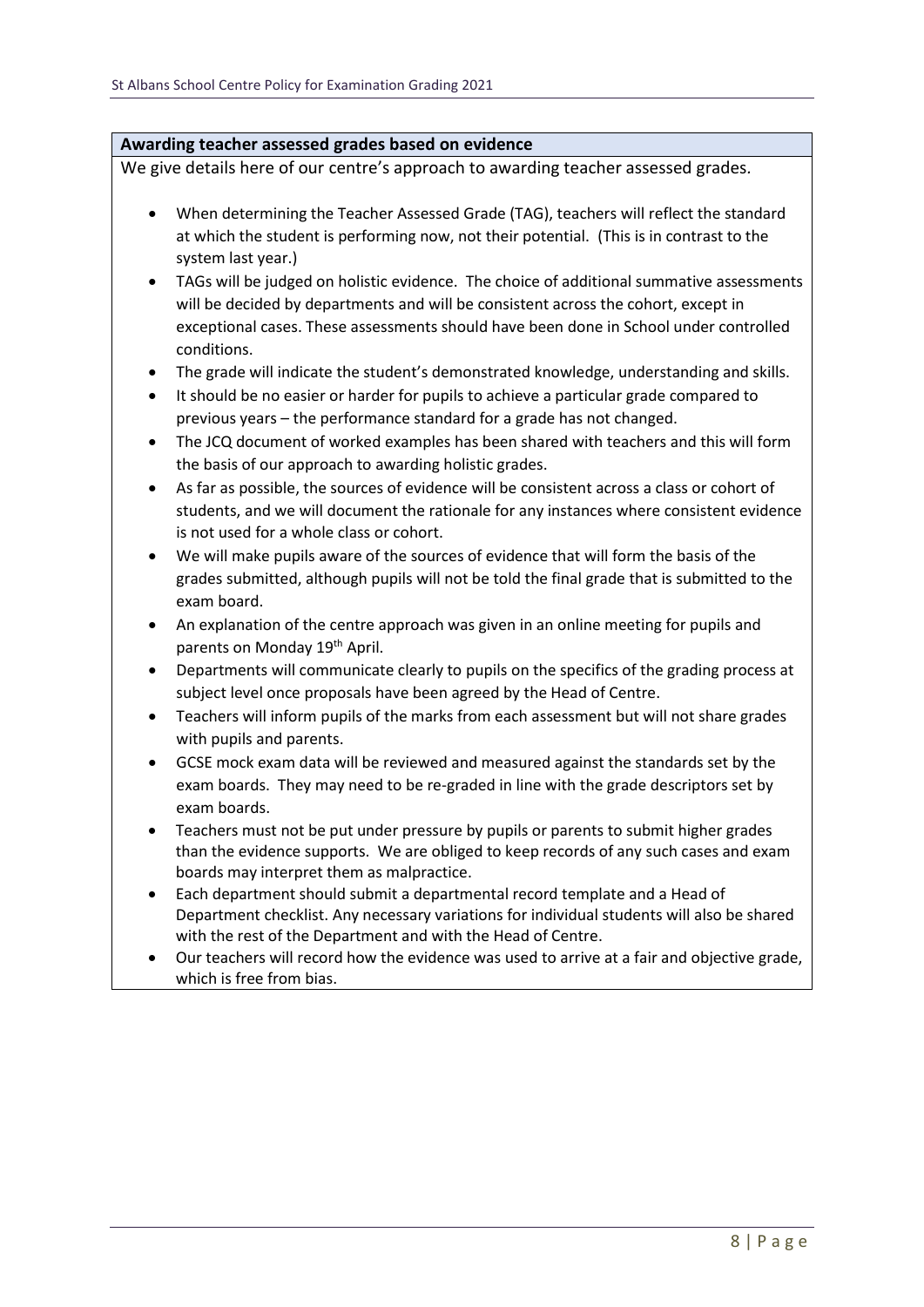## Awarding teacher assessed grades based on evidence

We give details here of our centre's approach to awarding teacher assessed grades.

- When determining the Teacher Assessed Grade (TAG), teachers will reflect the standard at which the student is performing now, not their potential. (This is in contrast to the system last year.)
- TAGs will be judged on holistic evidence. The choice of additional summative assessments will be decided by departments and will be consistent across the cohort, except in exceptional cases. These assessments should have been done in School under controlled conditions.
- The grade will indicate the student's demonstrated knowledge, understanding and skills.
- It should be no easier or harder for pupils to achieve a particular grade compared to previous years – the performance standard for a grade has not changed.
- The JCQ document of worked examples has been shared with teachers and this will form the basis of our approach to awarding holistic grades.
- As far as possible, the sources of evidence will be consistent across a class or cohort of students, and we will document the rationale for any instances where consistent evidence is not used for a whole class or cohort.
- We will make pupils aware of the sources of evidence that will form the basis of the grades submitted, although pupils will not be told the final grade that is submitted to the exam board.
- An explanation of the centre approach was given in an online meeting for pupils and parents on Monday 19th April.
- Departments will communicate clearly to pupils on the specifics of the grading process at subject level once proposals have been agreed by the Head of Centre.
- Teachers will inform pupils of the marks from each assessment but will not share grades with pupils and parents.
- GCSE mock exam data will be reviewed and measured against the standards set by the exam boards. They may need to be re-graded in line with the grade descriptors set by exam boards.
- Teachers must not be put under pressure by pupils or parents to submit higher grades than the evidence supports. We are obliged to keep records of any such cases and exam boards may interpret them as malpractice.
- Each department should submit a departmental record template and a Head of Department checklist. Any necessary variations for individual students will also be shared with the rest of the Department and with the Head of Centre.
- Our teachers will record how the evidence was used to arrive at a fair and objective grade, which is free from bias.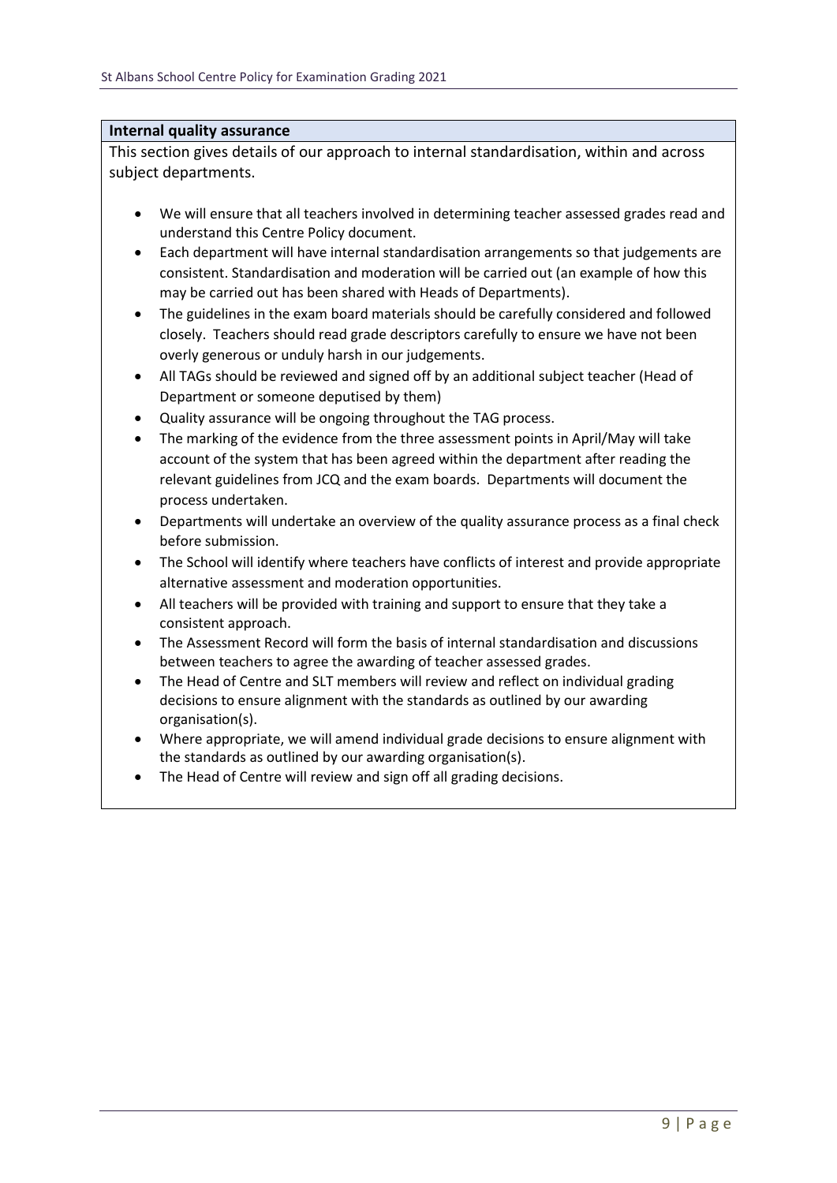**Internal quality assurance**

This section gives details of our approach to internal standardisation, within and across subject departments.

- We will ensure that all teachers involved in determining teacher assessed grades read and understand this Centre Policy document.
- Each department will have internal standardisation arrangements so that judgements are consistent. Standardisation and moderation will be carried out (an example of how this may be carried out has been shared with Heads of Departments).
- The guidelines in the exam board materials should be carefully considered and followed closely. Teachers should read grade descriptors carefully to ensure we have not been overly generous or unduly harsh in our judgements.
- All TAGs should be reviewed and signed off by an additional subject teacher (Head of Department or someone deputised by them)
- Quality assurance will be ongoing throughout the TAG process.
- The marking of the evidence from the three assessment points in April/May will take account of the system that has been agreed within the department after reading the relevant guidelines from JCQ and the exam boards. Departments will document the process undertaken.
- Departments will undertake an overview of the quality assurance process as a final check before submission.
- The School will identify where teachers have conflicts of interest and provide appropriate alternative assessment and moderation opportunities.
- All teachers will be provided with training and support to ensure that they take a consistent approach.
- The Assessment Record will form the basis of internal standardisation and discussions between teachers to agree the awarding of teacher assessed grades.
- The Head of Centre and SLT members will review and reflect on individual grading decisions to ensure alignment with the standards as outlined by our awarding organisation(s).
- Where appropriate, we will amend individual grade decisions to ensure alignment with the standards as outlined by our awarding organisation(s).
- The Head of Centre will review and sign off all grading decisions.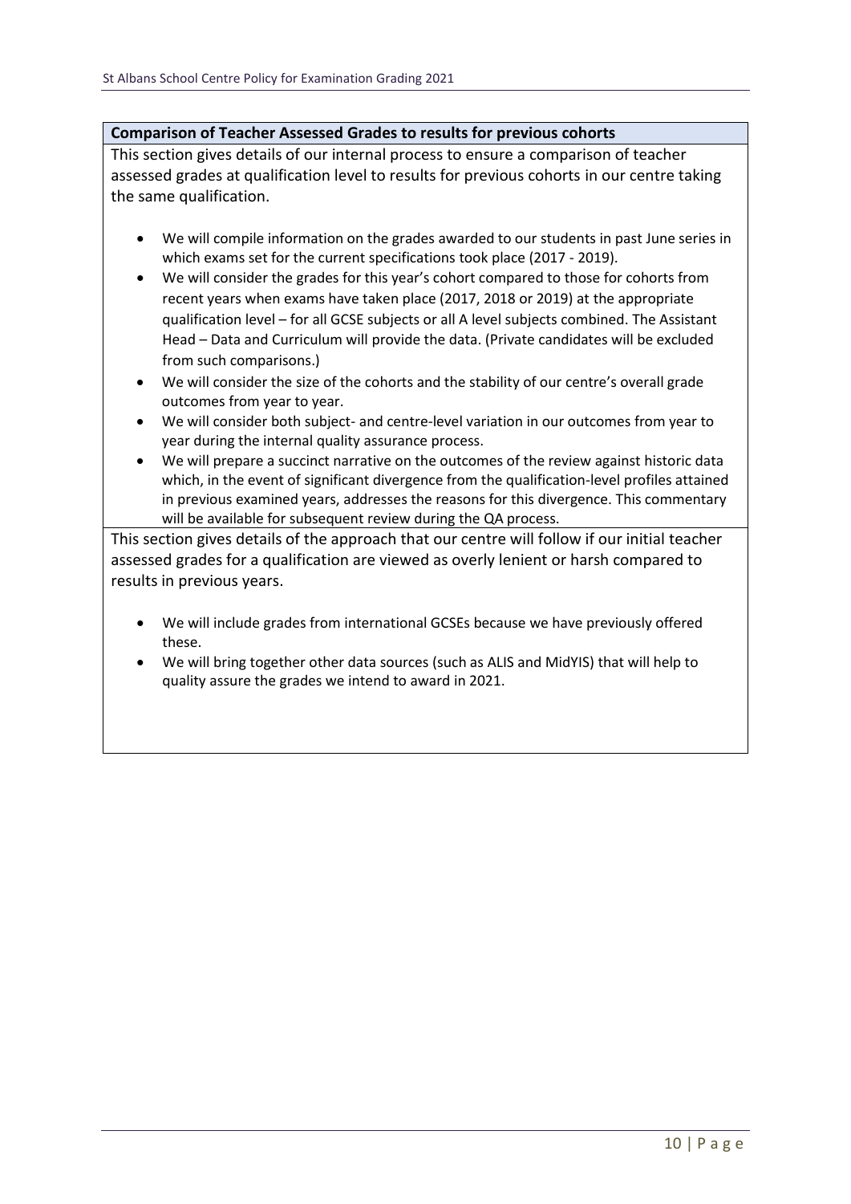**Comparison of Teacher Assessed Grades to results for previous cohorts**

This section gives details of our internal process to ensure a comparison of teacher assessed grades at qualification level to results for previous cohorts in our centre taking the same qualification.

- We will compile information on the grades awarded to our students in past June series in which exams set for the current specifications took place (2017 - 2019).
- We will consider the grades for this year's cohort compared to those for cohorts from recent years when exams have taken place (2017, 2018 or 2019) at the appropriate qualification level – for all GCSE subjects or all A level subjects combined. The Assistant Head – Data and Curriculum will provide the data. (Private candidates will be excluded from such comparisons.)
- We will consider the size of the cohorts and the stability of our centre's overall grade outcomes from year to year.
- We will consider both subject- and centre-level variation in our outcomes from year to year during the internal quality assurance process.
- We will prepare a succinct narrative on the outcomes of the review against historic data which, in the event of significant divergence from the qualification-level profiles attained in previous examined years, addresses the reasons for this divergence. This commentary will be available for subsequent review during the QA process.

This section gives details of the approach that our centre will follow if our initial teacher assessed grades for a qualification are viewed as overly lenient or harsh compared to results in previous years.

- We will include grades from international GCSEs because we have previously offered these.
- We will bring together other data sources (such as ALIS and MidYIS) that will help to quality assure the grades we intend to award in 2021.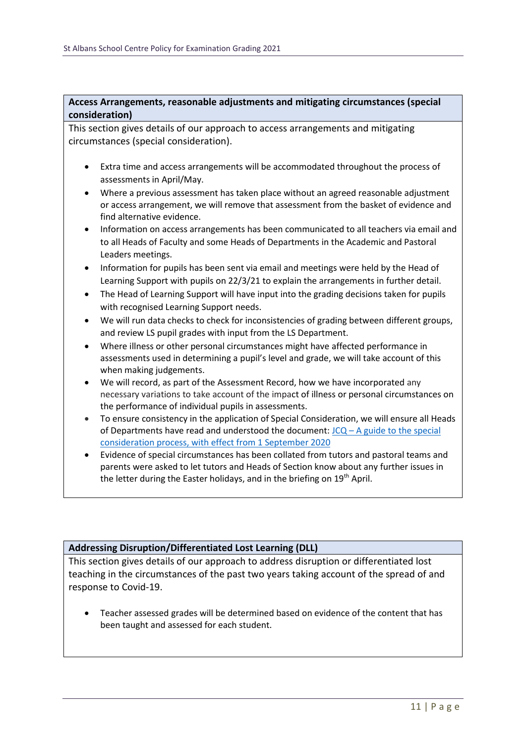**Access Arrangements, reasonable adjustments and mitigating circumstances (special consideration)**

This section gives details of our approach to access arrangements and mitigating circumstances (special consideration).

- Extra time and access arrangements will be accommodated throughout the process of assessments in April/May.
- Where a previous assessment has taken place without an agreed reasonable adjustment or access arrangement, we will remove that assessment from the basket of evidence and find alternative evidence.
- Information on access arrangements has been communicated to all teachers via email and to all Heads of Faculty and some Heads of Departments in the Academic and Pastoral Leaders meetings.
- Information for pupils has been sent via email and meetings were held by the Head of Learning Support with pupils on 22/3/21 to explain the arrangements in further detail.
- The Head of Learning Support will have input into the grading decisions taken for pupils with recognised Learning Support needs.
- We will run data checks to check for inconsistencies of grading between different groups, and review LS pupil grades with input from the LS Department.
- Where illness or other personal circumstances might have affected performance in assessments used in determining a pupil's level and grade, we will take account of this when making judgements.
- We will record, as part of the Assessment Record, how we have incorporated any necessary variations to take account of the impact of illness or personal circumstances on the performance of individual pupils in assessments.
- To ensure consistency in the application of Special Consideration, we will ensure all Heads of Departments have read and understood the document: JCQ – A guide to the special consideration process, with effect from 1 September 2020
- Evidence of special circumstances has been collated from tutors and pastoral teams and parents were asked to let tutors and Heads of Section know about any further issues in the letter during the Easter holidays, and in the briefing on 19th April.

**Addressing Disruption/Differentiated Lost Learning (DLL)**

This section gives details of our approach to address disruption or differentiated lost teaching in the circumstances of the past two years taking account of the spread of and response to Covid-19.

- Teacher assessed grades will be determined based on evidence of the content that has been taught and assessed for each student.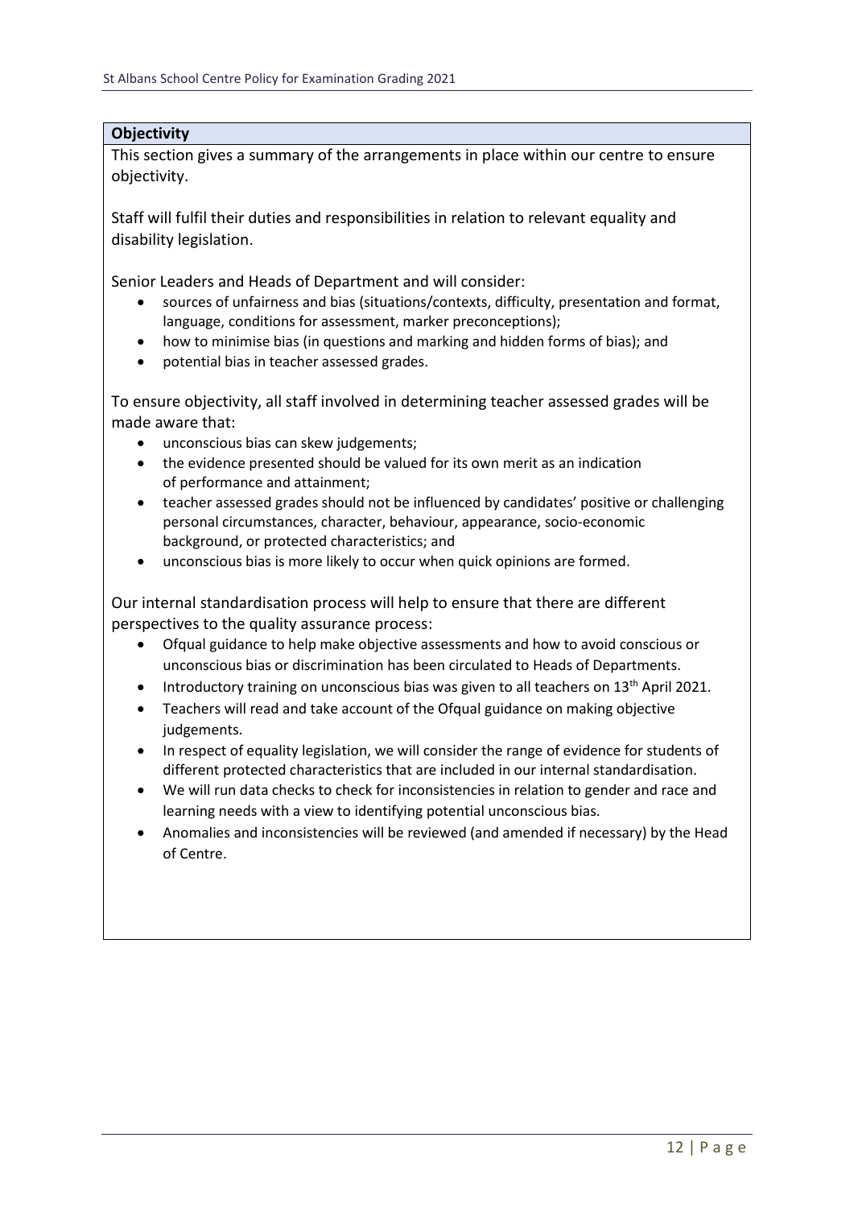## Objectivity

This section gives a summary of the arrangements in place within our centre to ensure objectivity.

Staff will fulfil their duties and responsibilities in relation to relevant equality and disability legislation.

Senior Leaders and Heads of Department and will consider:

- sources of unfairness and bias (situations/contexts, difficulty, presentation and format, language, conditions for assessment, marker preconceptions);
- how to minimise bias (in questions and marking and hidden forms of bias); and
- potential bias in teacher assessed grades.

To ensure objectivity, all staff involved in determining teacher assessed grades will be made aware that:

- unconscious bias can skew judgements;
- the evidence presented should be valued for its own merit as an indication of performance and attainment;
- teacher assessed grades should not be influenced by candidates' positive or challenging personal circumstances, character, behaviour, appearance, socio-economic background, or protected characteristics; and
- unconscious bias is more likely to occur when quick opinions are formed.

Our internal standardisation process will help to ensure that there are different perspectives to the quality assurance process:

- Ofqual guidance to help make objective assessments and how to avoid conscious or unconscious bias or discrimination has been circulated to Heads of Departments.
- Introductory training on unconscious bias was given to all teachers on 13th April 2021.
- Teachers will read and take account of the Ofqual guidance on making objective judgements.
- In respect of equality legislation, we will consider the range of evidence for students of different protected characteristics that are included in our internal standardisation.
- We will run data checks to check for inconsistencies in relation to gender and race and learning needs with a view to identifying potential unconscious bias.
- Anomalies and inconsistencies will be reviewed (and amended if necessary) by the Head of Centre.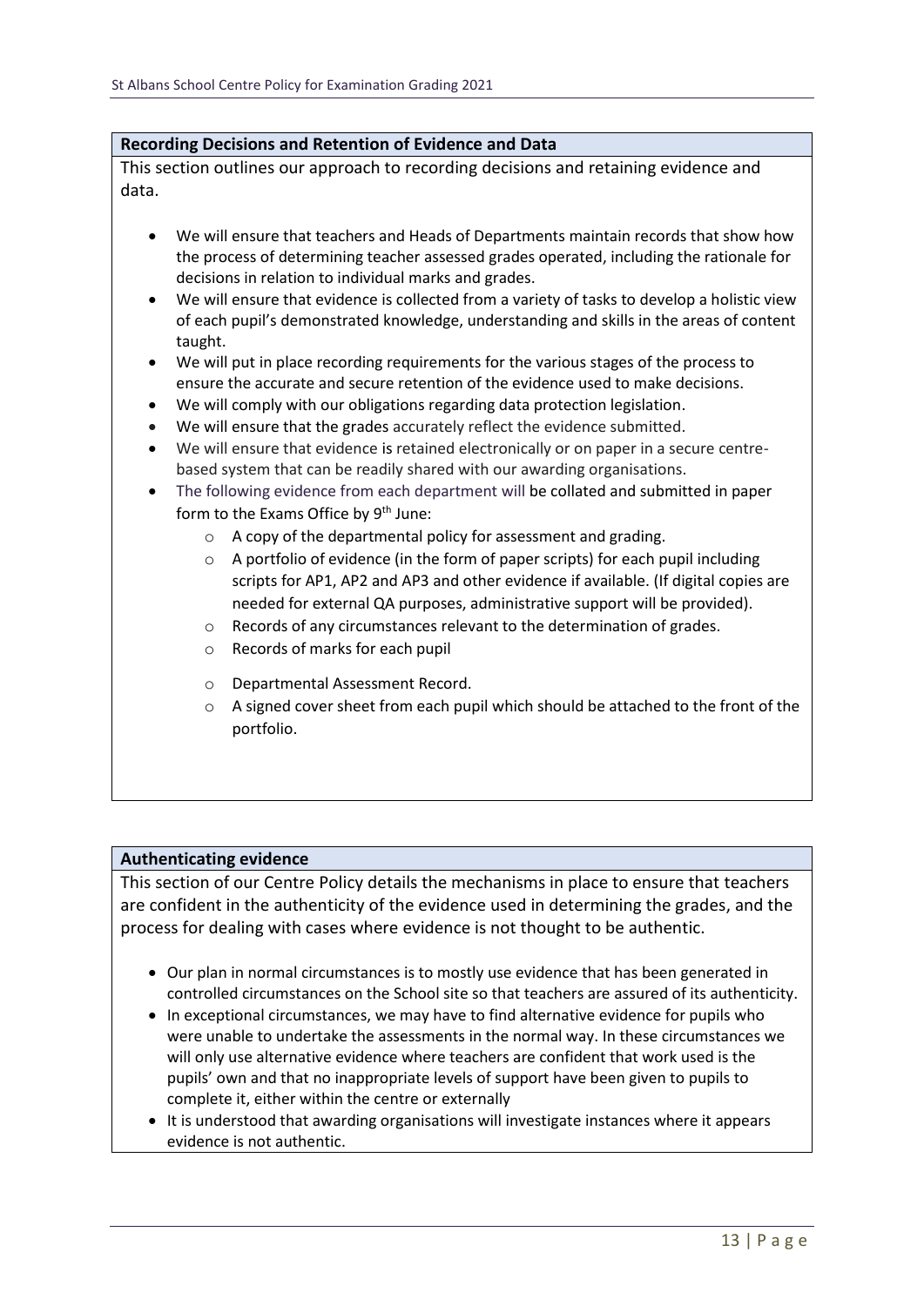### Recording Decisions and Retention of Evidence and Data

This section outlines our approach to recording decisions and retaining evidence and data.

- We will ensure that teachers and Heads of Departments maintain records that show how the process of determining teacher assessed grades operated, including the rationale for decisions in relation to individual marks and grades.
- We will ensure that evidence is collected from a variety of tasks to develop a holistic view of each pupil's demonstrated knowledge, understanding and skills in the areas of content taught.
- We will put in place recording requirements for the various stages of the process to ensure the accurate and secure retention of the evidence used to make decisions.
- We will comply with our obligations regarding data protection legislation.
- We will ensure that the grades accurately reflect the evidence submitted.
- We will ensure that evidence is retained electronically or on paper in a secure centre-based system that can be readily shared with our awarding organisations.
- The following evidence from each department will be collated and submitted in paper form to the Exams Office by 9th June:
  - A copy of the departmental policy for assessment and grading.
  - A portfolio of evidence (in the form of paper scripts) for each pupil including scripts for AP1, AP2 and AP3 and other evidence if available. (If digital copies are needed for external QA purposes, administrative support will be provided).
  - Records of any circumstances relevant to the determination of grades.
  - Records of marks for each pupil
  - Departmental Assessment Record.
  - A signed cover sheet from each pupil which should be attached to the front of the portfolio.

### Authenticating evidence

This section of our Centre Policy details the mechanisms in place to ensure that teachers are confident in the authenticity of the evidence used in determining the grades, and the process for dealing with cases where evidence is not thought to be authentic.

- Our plan in normal circumstances is to mostly use evidence that has been generated in controlled circumstances on the School site so that teachers are assured of its authenticity.
- In exceptional circumstances, we may have to find alternative evidence for pupils who were unable to undertake the assessments in the normal way. In these circumstances we will only use alternative evidence where teachers are confident that work used is the pupils' own and that no inappropriate levels of support have been given to pupils to complete it, either within the centre or externally
- It is understood that awarding organisations will investigate instances where it appears evidence is not authentic.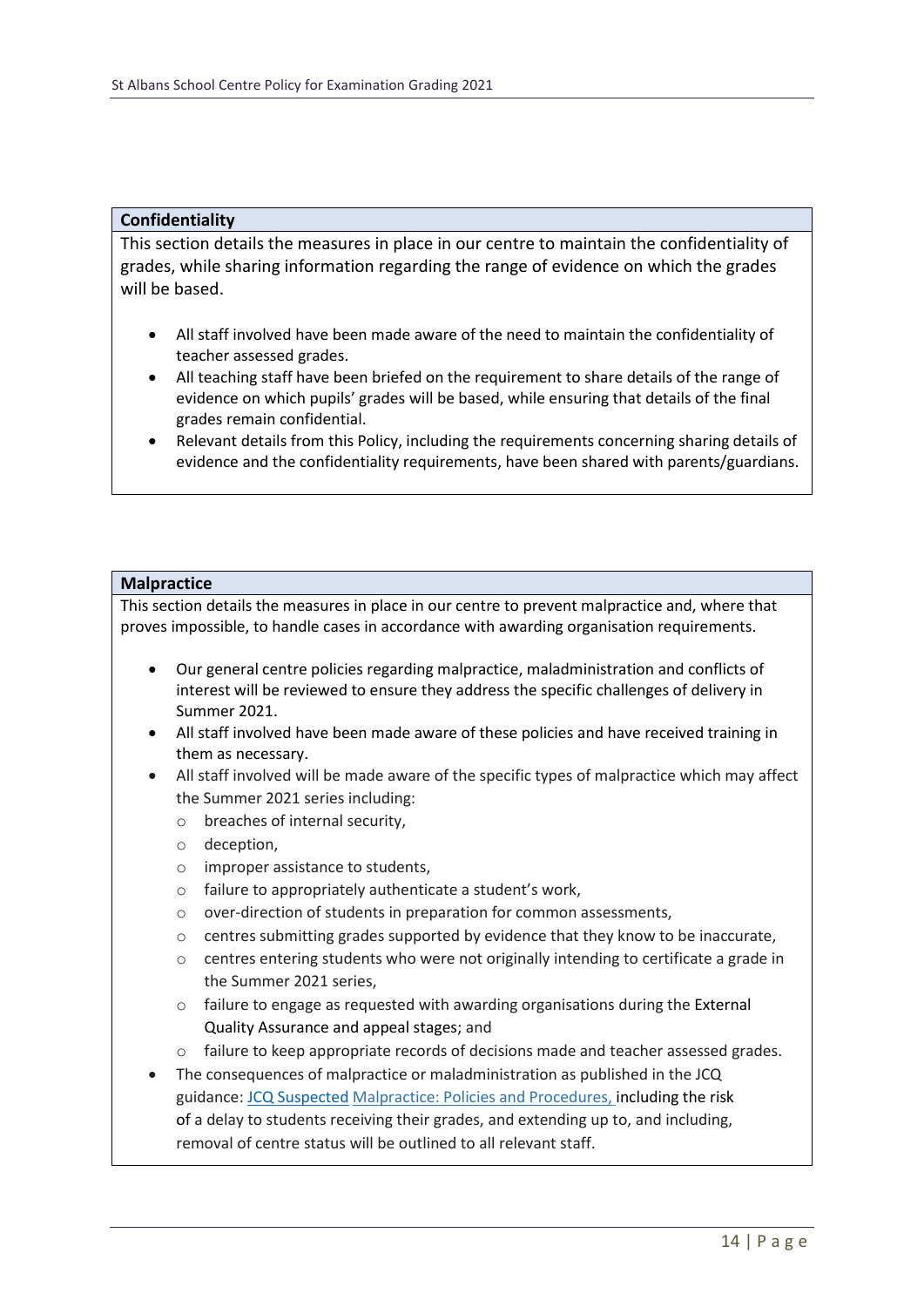## Confidentiality

This section details the measures in place in our centre to maintain the confidentiality of grades, while sharing information regarding the range of evidence on which the grades will be based.

- All staff involved have been made aware of the need to maintain the confidentiality of teacher assessed grades.
- All teaching staff have been briefed on the requirement to share details of the range of evidence on which pupils' grades will be based, while ensuring that details of the final grades remain confidential.
- Relevant details from this Policy, including the requirements concerning sharing details of evidence and the confidentiality requirements, have been shared with parents/guardians.

## Malpractice

This section details the measures in place in our centre to prevent malpractice and, where that proves impossible, to handle cases in accordance with awarding organisation requirements.

- Our general centre policies regarding malpractice, maladministration and conflicts of interest will be reviewed to ensure they address the specific challenges of delivery in Summer 2021.
- All staff involved have been made aware of these policies and have received training in them as necessary.
- All staff involved will be made aware of the specific types of malpractice which may affect the Summer 2021 series including:
  - breaches of internal security,
  - deception,
  - improper assistance to students,
  - failure to appropriately authenticate a student's work,
  - over-direction of students in preparation for common assessments,
  - centres submitting grades supported by evidence that they know to be inaccurate,
  - centres entering students who were not originally intending to certificate a grade in the Summer 2021 series,
  - failure to engage as requested with awarding organisations during the External Quality Assurance and appeal stages; and
  - failure to keep appropriate records of decisions made and teacher assessed grades.
- The consequences of malpractice or maladministration as published in the JCQ guidance: JCQ Suspected Malpractice: Policies and Procedures, including the risk of a delay to students receiving their grades, and extending up to, and including, removal of centre status will be outlined to all relevant staff.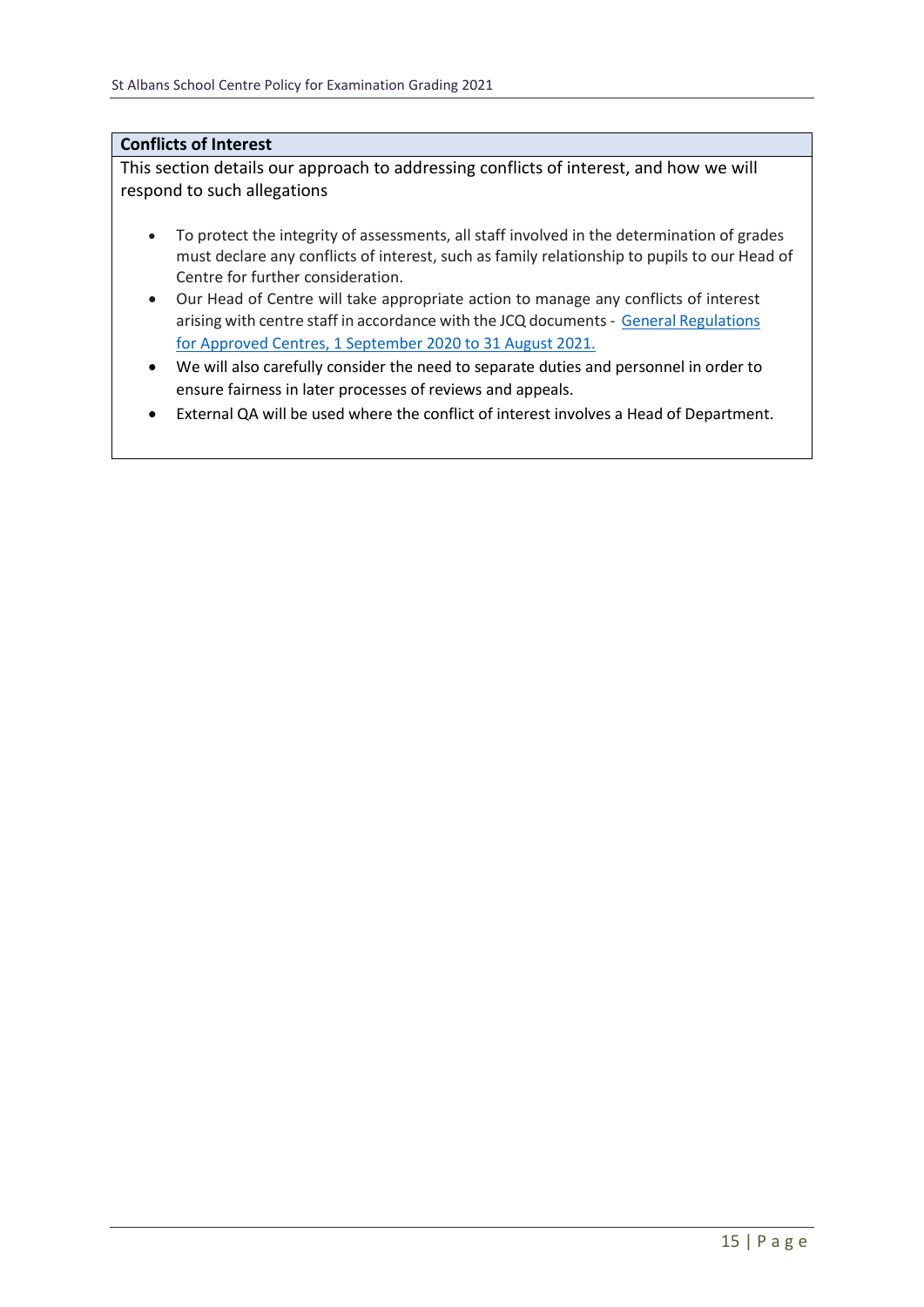## Conflicts of Interest

This section details our approach to addressing conflicts of interest, and how we will respond to such allegations

- To protect the integrity of assessments, all staff involved in the determination of grades must declare any conflicts of interest, such as family relationship to pupils to our Head of Centre for further consideration.
- Our Head of Centre will take appropriate action to manage any conflicts of interest arising with centre staff in accordance with the JCQ documents - General Regulations for Approved Centres, 1 September 2020 to 31 August 2021.
- We will also carefully consider the need to separate duties and personnel in order to ensure fairness in later processes of reviews and appeals.
- External QA will be used where the conflict of interest involves a Head of Department.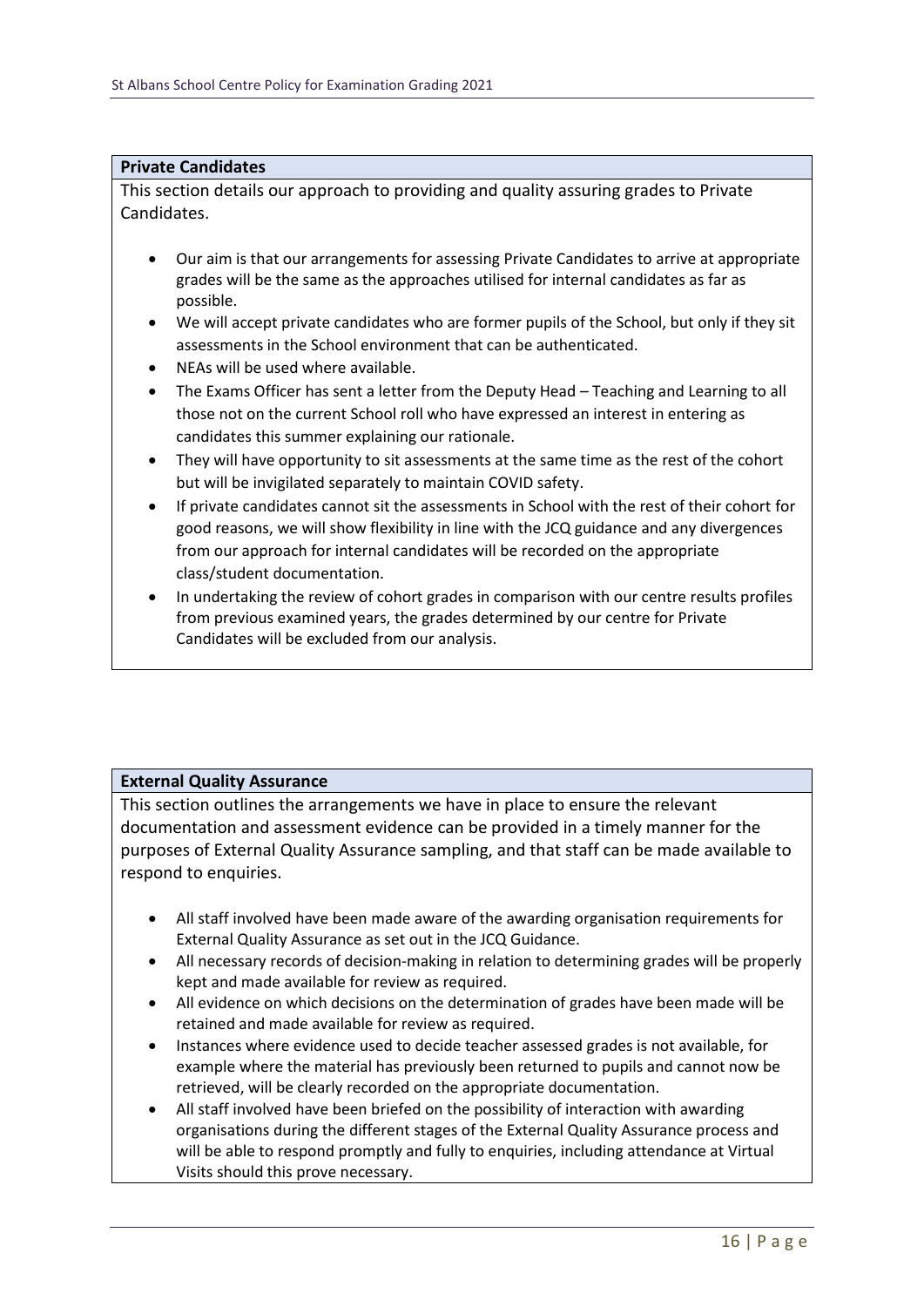**Private Candidates**

This section details our approach to providing and quality assuring grades to Private Candidates.

- Our aim is that our arrangements for assessing Private Candidates to arrive at appropriate grades will be the same as the approaches utilised for internal candidates as far as possible.
- We will accept private candidates who are former pupils of the School, but only if they sit assessments in the School environment that can be authenticated.
- NEAs will be used where available.
- The Exams Officer has sent a letter from the Deputy Head – Teaching and Learning to all those not on the current School roll who have expressed an interest in entering as candidates this summer explaining our rationale.
- They will have opportunity to sit assessments at the same time as the rest of the cohort but will be invigilated separately to maintain COVID safety.
- If private candidates cannot sit the assessments in School with the rest of their cohort for good reasons, we will show flexibility in line with the JCQ guidance and any divergences from our approach for internal candidates will be recorded on the appropriate class/student documentation.
- In undertaking the review of cohort grades in comparison with our centre results profiles from previous examined years, the grades determined by our centre for Private Candidates will be excluded from our analysis.

**External Quality Assurance**

This section outlines the arrangements we have in place to ensure the relevant documentation and assessment evidence can be provided in a timely manner for the purposes of External Quality Assurance sampling, and that staff can be made available to respond to enquiries.

- All staff involved have been made aware of the awarding organisation requirements for External Quality Assurance as set out in the JCQ Guidance.
- All necessary records of decision-making in relation to determining grades will be properly kept and made available for review as required.
- All evidence on which decisions on the determination of grades have been made will be retained and made available for review as required.
- Instances where evidence used to decide teacher assessed grades is not available, for example where the material has previously been returned to pupils and cannot now be retrieved, will be clearly recorded on the appropriate documentation.
- All staff involved have been briefed on the possibility of interaction with awarding organisations during the different stages of the External Quality Assurance process and will be able to respond promptly and fully to enquiries, including attendance at Virtual Visits should this prove necessary.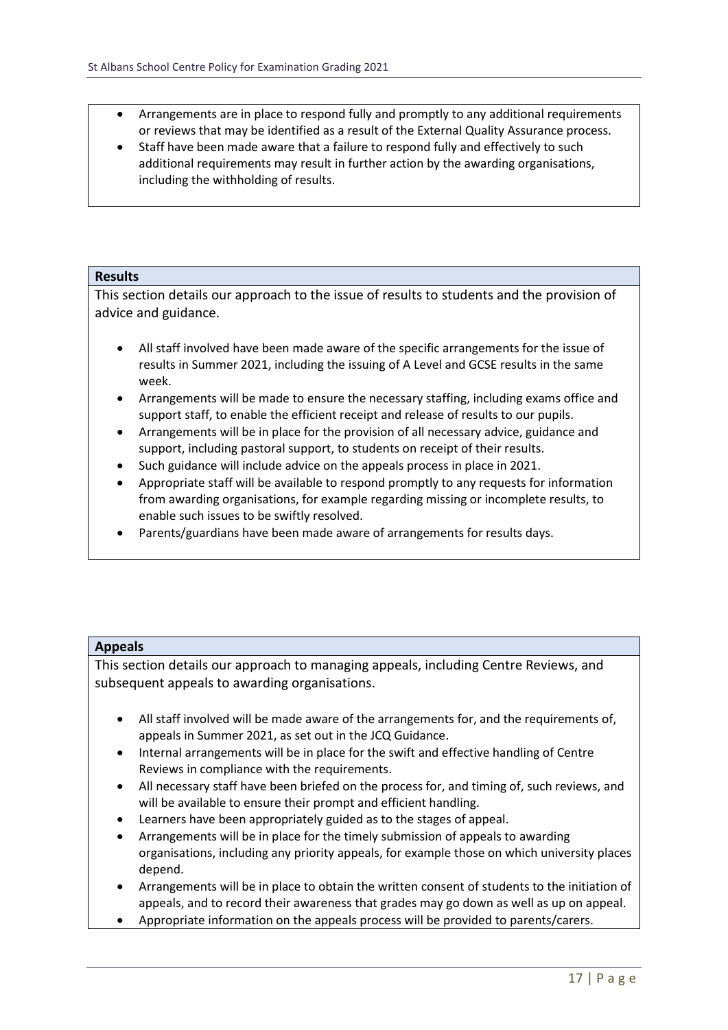- Arrangements are in place to respond fully and promptly to any additional requirements or reviews that may be identified as a result of the External Quality Assurance process.
- Staff have been made aware that a failure to respond fully and effectively to such additional requirements may result in further action by the awarding organisations, including the withholding of results.

**Results**

This section details our approach to the issue of results to students and the provision of advice and guidance.

- All staff involved have been made aware of the specific arrangements for the issue of results in Summer 2021, including the issuing of A Level and GCSE results in the same week.
- Arrangements will be made to ensure the necessary staffing, including exams office and support staff, to enable the efficient receipt and release of results to our pupils.
- Arrangements will be in place for the provision of all necessary advice, guidance and support, including pastoral support, to students on receipt of their results.
- Such guidance will include advice on the appeals process in place in 2021.
- Appropriate staff will be available to respond promptly to any requests for information from awarding organisations, for example regarding missing or incomplete results, to enable such issues to be swiftly resolved.
- Parents/guardians have been made aware of arrangements for results days.

**Appeals**

This section details our approach to managing appeals, including Centre Reviews, and subsequent appeals to awarding organisations.

- All staff involved will be made aware of the arrangements for, and the requirements of, appeals in Summer 2021, as set out in the JCQ Guidance.
- Internal arrangements will be in place for the swift and effective handling of Centre Reviews in compliance with the requirements.
- All necessary staff have been briefed on the process for, and timing of, such reviews, and will be available to ensure their prompt and efficient handling.
- Learners have been appropriately guided as to the stages of appeal.
- Arrangements will be in place for the timely submission of appeals to awarding organisations, including any priority appeals, for example those on which university places depend.
- Arrangements will be in place to obtain the written consent of students to the initiation of appeals, and to record their awareness that grades may go down as well as up on appeal.
- Appropriate information on the appeals process will be provided to parents/carers.